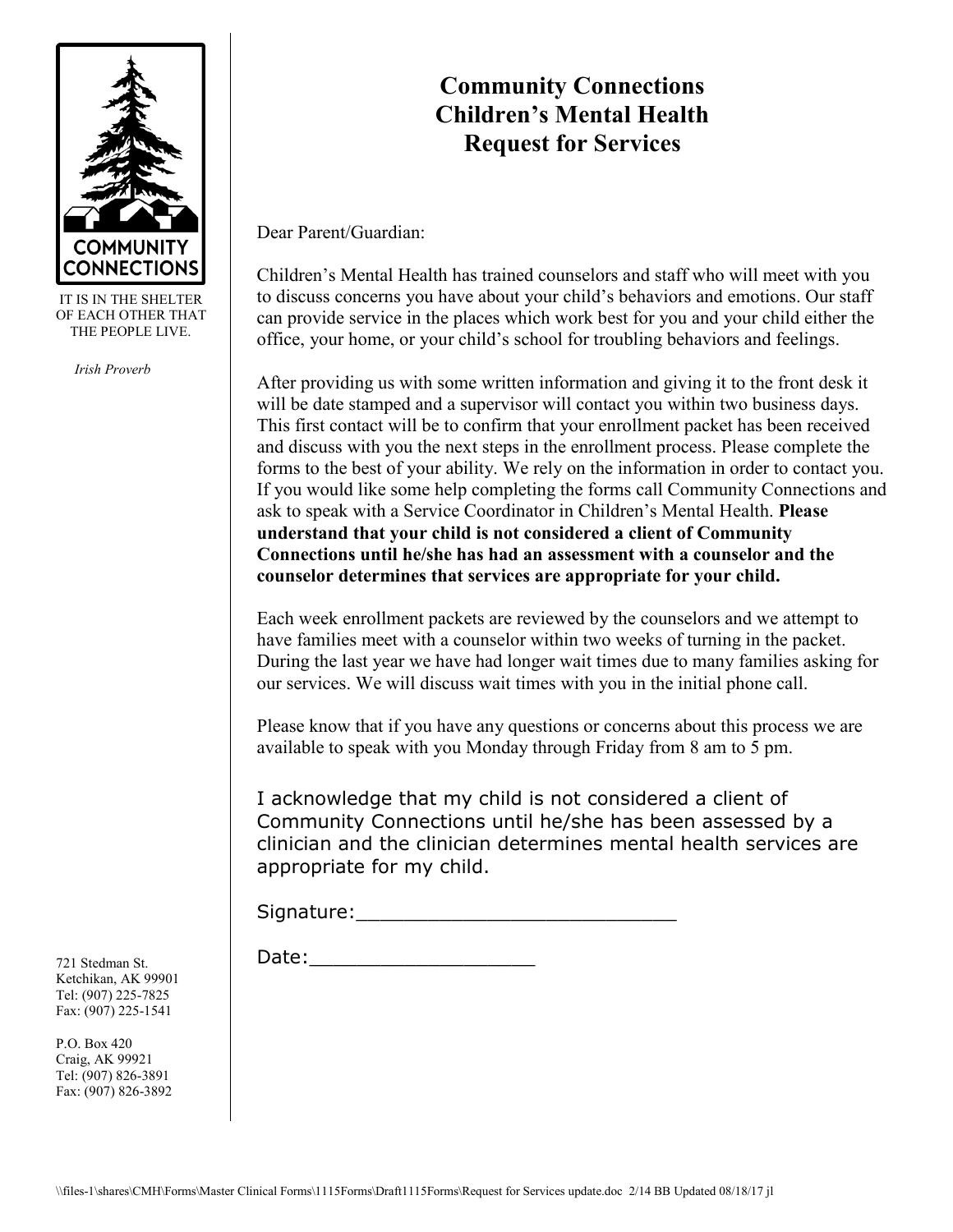# Community Connections Children's Mental Health Request for Services

COMMUNITY CONNECTIONS

IT IS IN THE SHELTER OF EACH OTHER THAT THE PEOPLE LIVE.

*Irish Proverb*

Dear Parent/Guardian:

Children's Mental Health has trained counselors and staff who will meet with you to discuss concerns you have about your child's behaviors and emotions. Our staff can provide service in the places which work best for you and your child either the office, your home, or your child's school for troubling behaviors and feelings.

After providing us with some written information and giving it to the front desk it will be date stamped and a supervisor will contact you within two business days. This first contact will be to confirm that your enrollment packet has been received and discuss with you the next steps in the enrollment process. Please complete the forms to the best of your ability. We rely on the information in order to contact you. If you would like some help completing the forms call Community Connections and ask to speak with a Service Coordinator in Children's Mental Health. **Please understand that your child is not considered a client of Community Connections until he/she has had an assessment with a counselor and the counselor determines that services are appropriate for your child.**

Each week enrollment packets are reviewed by the counselors and we attempt to have families meet with a counselor within two weeks of turning in the packet. During the last year we have had longer wait times due to many families asking for our services. We will discuss wait times with you in the initial phone call.

Please know that if you have any questions or concerns about this process we are available to speak with you Monday through Friday from 8 am to 5 pm.

I acknowledge that my child is not considered a client of Community Connections until he/she has been assessed by a clinician and the clinician determines mental health services are appropriate for my child.

Signature:___________________________

Date:___________________

721 Stedman St.
Ketchikan, AK 99901
Tel: (907) 225-7825
Fax: (907) 225-1541

P.O. Box 420
Craig, AK 99921
Tel: (907) 826-3891
Fax: (907) 826-3892

\\files-1\shares\CMH\Forms\Master Clinical Forms\1115Forms\Draft1115Forms\Request for Services update.doc 2/14 BB Updated 08/18/17 jl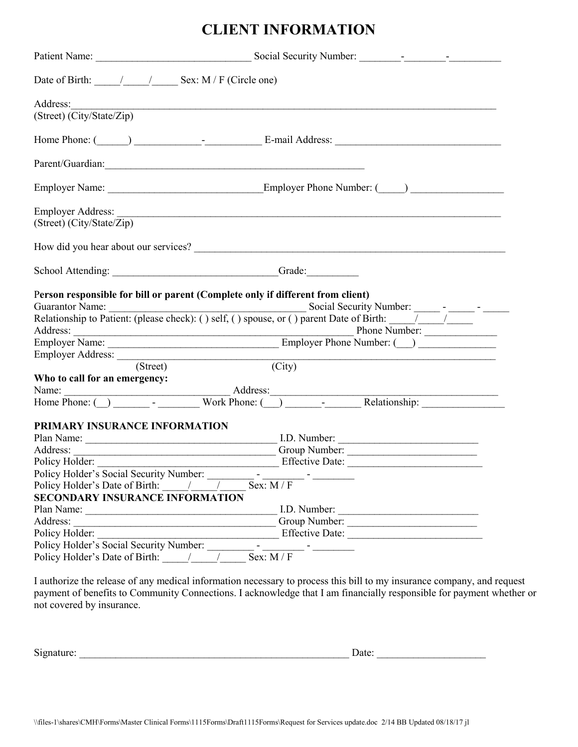# CLIENT INFORMATION

Patient Name: ______________________________ Social Security Number: ________-________-__________

Date of Birth: _____/_____/_____ Sex: M / F (Circle one)

Address:_________________________________________________________________________________
(Street) (City/State/Zip)

Home Phone: (______) ____________-___________ E-mail Address: ________________________________

Parent/Guardian:__________________________________________________

Employer Name: ______________________________Employer Phone Number: (_____) _________________

Employer Address: ____________________________________________________________________________
(Street) (City/State/Zip)

How did you hear about our services? ______________________________________________________________

School Attending: ________________________________Grade:__________

**Person responsible for bill or parent (Complete only if different from client)**
Guarantor Name: ________________________________________ Social Security Number: _____ - _____ - _____
Relationship to Patient: (please check): ( ) self, ( ) spouse, or ( ) parent Date of Birth: _____/_____/_____
Address: ________________________________________________________ Phone Number: ______________
Employer Name: ___________________________________ Employer Phone Number: (___) _______________
Employer Address: ___________________________________________________________________________
(Street) (City)

**Who to call for an emergency:**
Name: ________________________________ Address:____________________________________________
Home Phone: (__) _______ - ________ Work Phone: (___) _______-_______ Relationship: _______________

**PRIMARY INSURANCE INFORMATION**
Plan Name: ______________________________________ I.D. Number: ___________________________
Address: ________________________________________ Group Number: _________________________
Policy Holder: ____________________________________ Effective Date: __________________________
Policy Holder's Social Security Number: _________ - ________ - ________
Policy Holder's Date of Birth: _____/_____/_____ Sex: M / F

**SECONDARY INSURANCE INFORMATION**
Plan Name: ______________________________________ I.D. Number: ___________________________
Address: ________________________________________ Group Number: _________________________
Policy Holder: ____________________________________ Effective Date: __________________________
Policy Holder's Social Security Number: _________ - ________ - ________
Policy Holder's Date of Birth: _____/_____/_____ Sex: M / F

I authorize the release of any medical information necessary to process this bill to my insurance company, and request payment of benefits to Community Connections. I acknowledge that I am financially responsible for payment whether or not covered by insurance.

Signature: ______________________________________________________ Date: _____________________

\\files-1\shares\CMH\Forms\Master Clinical Forms\1115Forms\Draft1115Forms\Request for Services update.doc 2/14 BB Updated 08/18/17 jl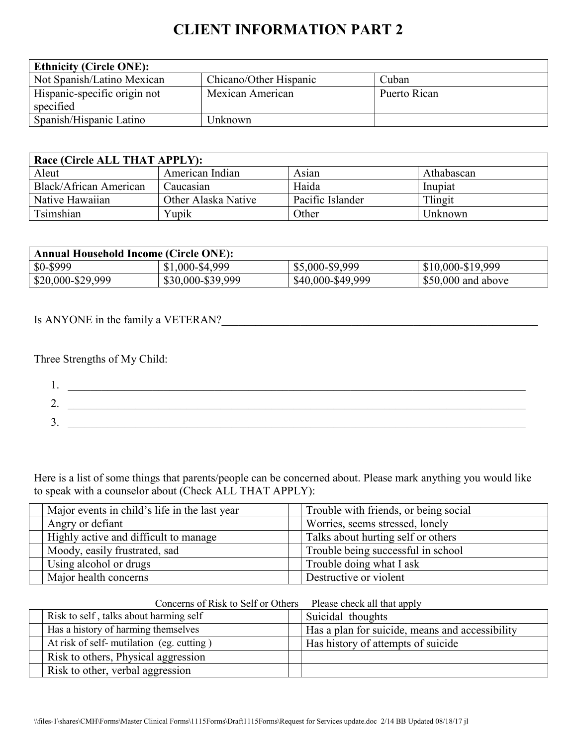# CLIENT INFORMATION PART 2

| **Ethnicity (Circle ONE):** | | |
|---|---|---|
| Not Spanish/Latino Mexican | Chicano/Other Hispanic | Cuban |
| Hispanic-specific origin not specified | Mexican American | Puerto Rican |
| Spanish/Hispanic Latino | Unknown | |

| **Race (Circle ALL THAT APPLY):** | | | |
|---|---|---|---|
| Aleut | American Indian | Asian | Athabascan |
| Black/African American | Caucasian | Haida | Inupiat |
| Native Hawaiian | Other Alaska Native | Pacific Islander | Tlingit |
| Tsimshian | Yupik | Other | Unknown |

| **Annual Household Income (Circle ONE):** | | | |
|---|---|---|---|
| $0-$999 | $1,000-$4,999 | $5,000-$9,999 | $10,000-$19,999 |
| $20,000-$29,999 | $30,000-$39,999 | $40,000-$49,999 | $50,000 and above |

Is ANYONE in the family a VETERAN?\_\_\_\_\_\_\_\_\_\_\_\_\_\_\_\_\_\_\_\_\_\_\_\_\_\_\_\_\_\_\_\_\_\_\_\_\_\_\_\_

Three Strengths of My Child:

1. \_\_\_\_\_\_\_\_\_\_\_\_\_\_\_\_\_\_\_\_\_\_\_\_\_\_\_\_\_\_\_\_\_\_\_\_\_\_\_\_\_\_\_\_\_\_\_\_
2. \_\_\_\_\_\_\_\_\_\_\_\_\_\_\_\_\_\_\_\_\_\_\_\_\_\_\_\_\_\_\_\_\_\_\_\_\_\_\_\_\_\_\_\_\_\_\_\_
3. \_\_\_\_\_\_\_\_\_\_\_\_\_\_\_\_\_\_\_\_\_\_\_\_\_\_\_\_\_\_\_\_\_\_\_\_\_\_\_\_\_\_\_\_\_\_\_\_

Here is a list of some things that parents/people can be concerned about. Please mark anything you would like to speak with a counselor about (Check ALL THAT APPLY):

| | | | |
|---|---|---|---|
| | Major events in child's life in the last year | | Trouble with friends, or being social |
| | Angry or defiant | | Worries, seems stressed, lonely |
| | Highly active and difficult to manage | | Talks about hurting self or others |
| | Moody, easily frustrated, sad | | Trouble being successful in school |
| | Using alcohol or drugs | | Trouble doing what I ask |
| | Major health concerns | | Destructive or violent |

Concerns of Risk to Self or Others Please check all that apply

| | | | |
|---|---|---|---|
| | Risk to self , talks about harming self | | Suicidal thoughts |
| | Has a history of harming themselves | | Has a plan for suicide, means and accessibility |
| | At risk of self- mutilation (eg. cutting ) | | Has history of attempts of suicide |
| | Risk to others, Physical aggression | | |
| | Risk to other, verbal aggression | | |

\\files-1\shares\CMH\Forms\Master Clinical Forms\1115Forms\Draft1115Forms\Request for Services update.doc 2/14 BB Updated 08/18/17 jl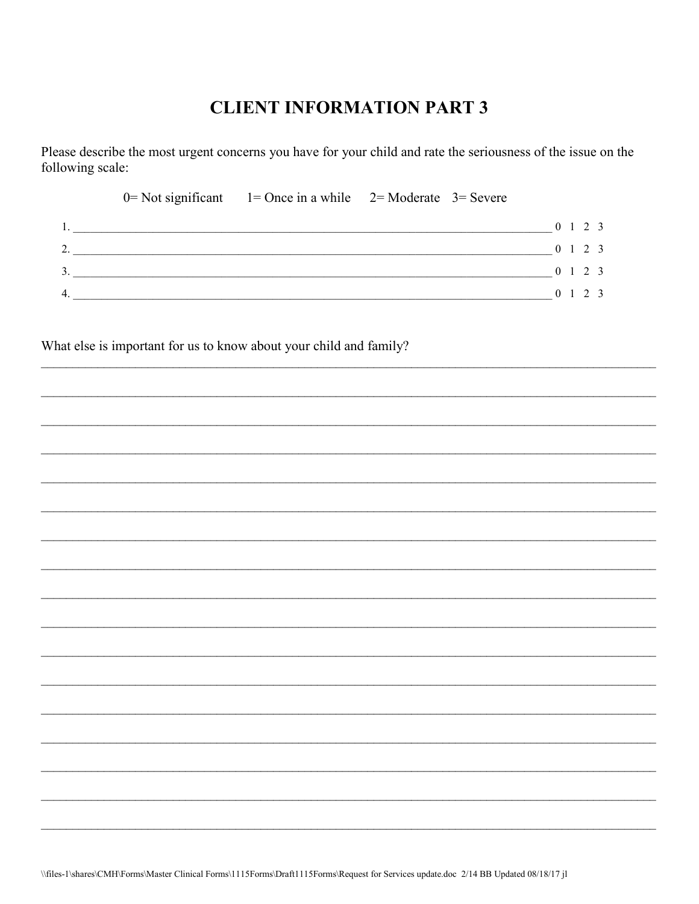# CLIENT INFORMATION PART 3

Please describe the most urgent concerns you have for your child and rate the seriousness of the issue on the following scale:

0= Not significant  1= Once in a while  2= Moderate  3= Severe

1. ______________________________________________________________________________ 0 1 2 3
2. ______________________________________________________________________________ 0 1 2 3
3. ______________________________________________________________________________ 0 1 2 3
4. ______________________________________________________________________________ 0 1 2 3

What else is important for us to know about your child and family?

_____________________________________________________________________________________________

_____________________________________________________________________________________________

_____________________________________________________________________________________________

_____________________________________________________________________________________________

_____________________________________________________________________________________________

_____________________________________________________________________________________________

_____________________________________________________________________________________________

_____________________________________________________________________________________________

_____________________________________________________________________________________________

_____________________________________________________________________________________________

_____________________________________________________________________________________________

_____________________________________________________________________________________________

_____________________________________________________________________________________________

_____________________________________________________________________________________________

_____________________________________________________________________________________________

_____________________________________________________________________________________________

_____________________________________________________________________________________________

\\files-1\shares\CMH\Forms\Master Clinical Forms\1115Forms\Draft1115Forms\Request for Services update.doc 2/14 BB Updated 08/18/17 jl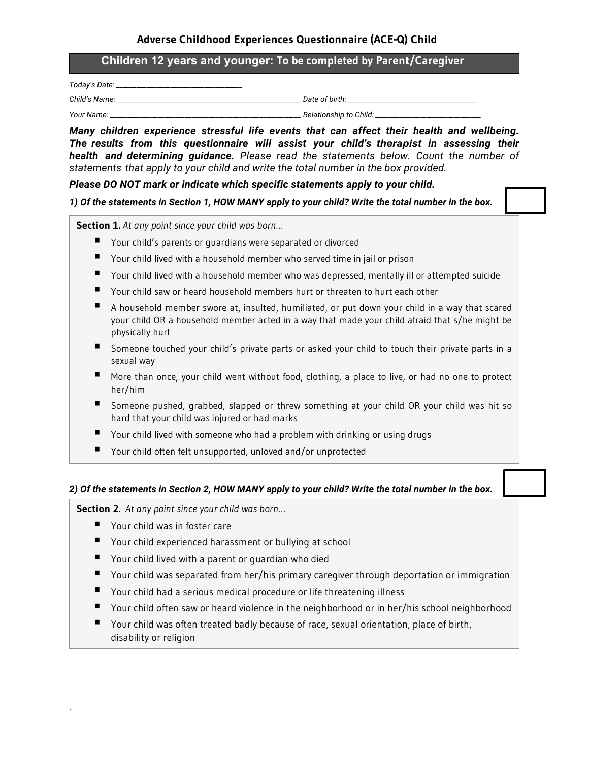# Adverse Childhood Experiences Questionnaire (ACE-Q) Child

## Children 12 years and younger: To be completed by Parent/Caregiver

*Today's Date:* ______________________________

*Child's Name:* ______________________________ *Date of birth:* ______________________________

*Your Name:* ______________________________ *Relationship to Child:* ______________________________

***Many children experience stressful life events that can affect their health and wellbeing. The results from this questionnaire will assist your child's therapist in assessing their health and determining guidance.*** *Please read the statements below. Count the number of statements that apply to your child and write the total number in the box provided.*

***Please DO NOT mark or indicate which specific statements apply to your child.***

***1) Of the statements in Section 1, HOW MANY apply to your child? Write the total number in the box.*** ☐

**Section 1.** *At any point since your child was born…*

- Your child's parents or guardians were separated or divorced
- Your child lived with a household member who served time in jail or prison
- Your child lived with a household member who was depressed, mentally ill or attempted suicide
- Your child saw or heard household members hurt or threaten to hurt each other
- A household member swore at, insulted, humiliated, or put down your child in a way that scared your child OR a household member acted in a way that made your child afraid that s/he might be physically hurt
- Someone touched your child's private parts or asked your child to touch their private parts in a sexual way
- More than once, your child went without food, clothing, a place to live, or had no one to protect her/him
- Someone pushed, grabbed, slapped or threw something at your child OR your child was hit so hard that your child was injured or had marks
- Your child lived with someone who had a problem with drinking or using drugs
- Your child often felt unsupported, unloved and/or unprotected

***2) Of the statements in Section 2, HOW MANY apply to your child? Write the total number in the box.*** ☐

**Section 2.** *At any point since your child was born…*

- Your child was in foster care
- Your child experienced harassment or bullying at school
- Your child lived with a parent or guardian who died
- Your child was separated from her/his primary caregiver through deportation or immigration
- Your child had a serious medical procedure or life threatening illness
- Your child often saw or heard violence in the neighborhood or in her/his school neighborhood
- Your child was often treated badly because of race, sexual orientation, place of birth, disability or religion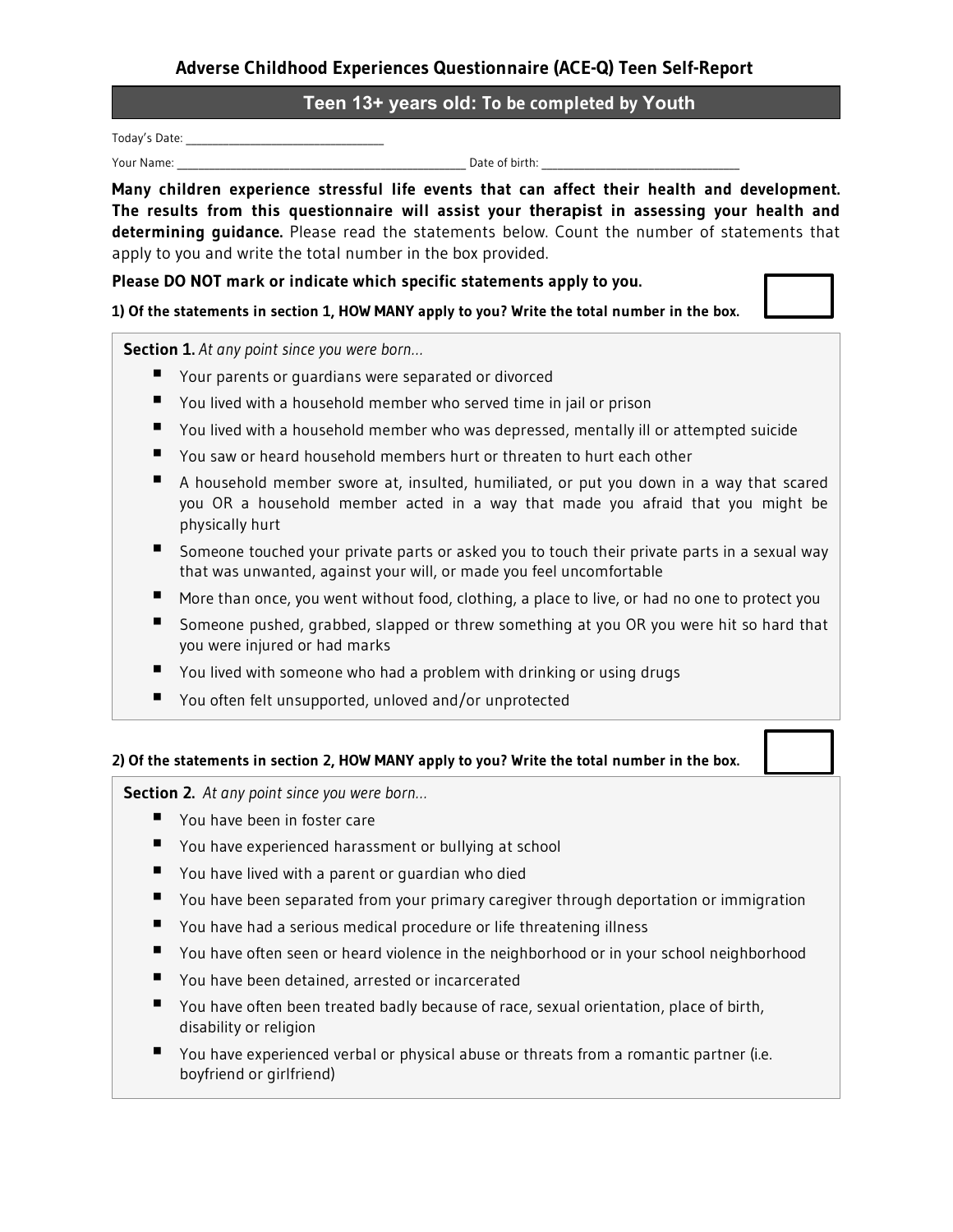# Adverse Childhood Experiences Questionnaire (ACE-Q) Teen Self-Report

## Teen 13+ years old: To be completed by Youth

Today's Date: ______________________________

Your Name: ____________________________________________ Date of birth: ______________________________

**Many children experience stressful life events that can affect their health and development. The results from this questionnaire will assist your therapist in assessing your health and determining guidance.** Please read the statements below. Count the number of statements that apply to you and write the total number in the box provided.

**Please DO NOT mark or indicate which specific statements apply to you.**

**1) Of the statements in section 1, HOW MANY apply to you? Write the total number in the box.** [ ]

**Section 1.** *At any point since you were born…*

- Your parents or guardians were separated or divorced
- You lived with a household member who served time in jail or prison
- You lived with a household member who was depressed, mentally ill or attempted suicide
- You saw or heard household members hurt or threaten to hurt each other
- A household member swore at, insulted, humiliated, or put you down in a way that scared you OR a household member acted in a way that made you afraid that you might be physically hurt
- Someone touched your private parts or asked you to touch their private parts in a sexual way that was unwanted, against your will, or made you feel uncomfortable
- More than once, you went without food, clothing, a place to live, or had no one to protect you
- Someone pushed, grabbed, slapped or threw something at you OR you were hit so hard that you were injured or had marks
- You lived with someone who had a problem with drinking or using drugs
- You often felt unsupported, unloved and/or unprotected

**2) Of the statements in section 2, HOW MANY apply to you? Write the total number in the box.** [ ]

**Section 2.** *At any point since you were born…*

- You have been in foster care
- You have experienced harassment or bullying at school
- You have lived with a parent or guardian who died
- You have been separated from your primary caregiver through deportation or immigration
- You have had a serious medical procedure or life threatening illness
- You have often seen or heard violence in the neighborhood or in your school neighborhood
- You have been detained, arrested or incarcerated
- You have often been treated badly because of race, sexual orientation, place of birth, disability or religion
- You have experienced verbal or physical abuse or threats from a romantic partner (i.e. boyfriend or girlfriend)